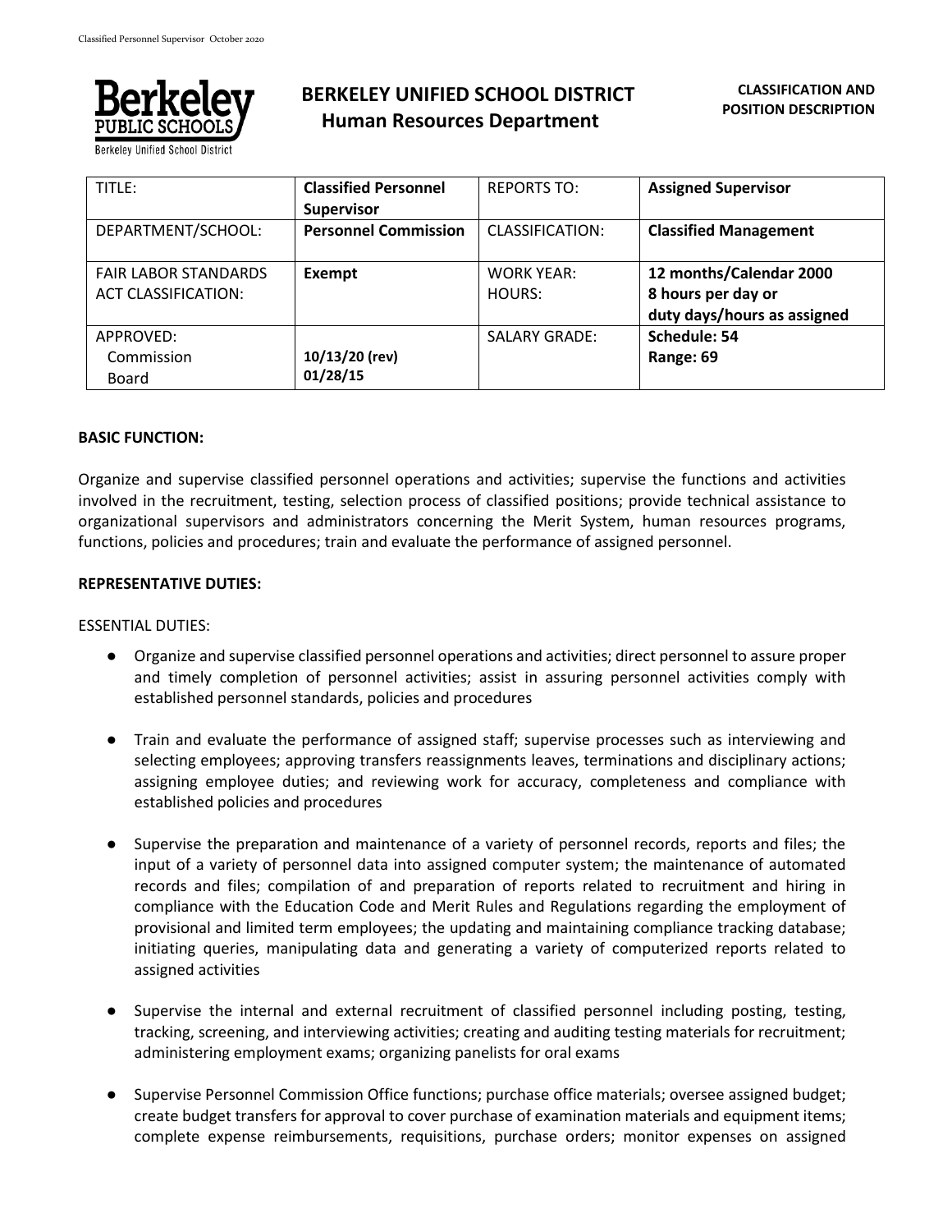# BERKELEY UNIFIED SCHOOL DISTRICT
## Human Resources Department

**CLASSIFICATION AND POSITION DESCRIPTION**

| TITLE: | **Classified Personnel Supervisor** | REPORTS TO: | **Assigned Supervisor** |
|---|---|---|---|
| DEPARTMENT/SCHOOL: | **Personnel Commission** | CLASSIFICATION: | **Classified Management** |
| FAIR LABOR STANDARDS ACT CLASSIFICATION: | **Exempt** | WORK YEAR: HOURS: | **12 months/Calendar 2000 8 hours per day or duty days/hours as assigned** |
| APPROVED: Commission Board | **10/13/20 (rev) 01/28/15** | SALARY GRADE: | **Schedule: 54 Range: 69** |

**BASIC FUNCTION:**

Organize and supervise classified personnel operations and activities; supervise the functions and activities involved in the recruitment, testing, selection process of classified positions; provide technical assistance to organizational supervisors and administrators concerning the Merit System, human resources programs, functions, policies and procedures; train and evaluate the performance of assigned personnel.

**REPRESENTATIVE DUTIES:**

ESSENTIAL DUTIES:

- Organize and supervise classified personnel operations and activities; direct personnel to assure proper and timely completion of personnel activities; assist in assuring personnel activities comply with established personnel standards, policies and procedures

- Train and evaluate the performance of assigned staff; supervise processes such as interviewing and selecting employees; approving transfers reassignments leaves, terminations and disciplinary actions; assigning employee duties; and reviewing work for accuracy, completeness and compliance with established policies and procedures

- Supervise the preparation and maintenance of a variety of personnel records, reports and files; the input of a variety of personnel data into assigned computer system; the maintenance of automated records and files; compilation of and preparation of reports related to recruitment and hiring in compliance with the Education Code and Merit Rules and Regulations regarding the employment of provisional and limited term employees; the updating and maintaining compliance tracking database; initiating queries, manipulating data and generating a variety of computerized reports related to assigned activities

- Supervise the internal and external recruitment of classified personnel including posting, testing, tracking, screening, and interviewing activities; creating and auditing testing materials for recruitment; administering employment exams; organizing panelists for oral exams

- Supervise Personnel Commission Office functions; purchase office materials; oversee assigned budget; create budget transfers for approval to cover purchase of examination materials and equipment items; complete expense reimbursements, requisitions, purchase orders; monitor expenses on assigned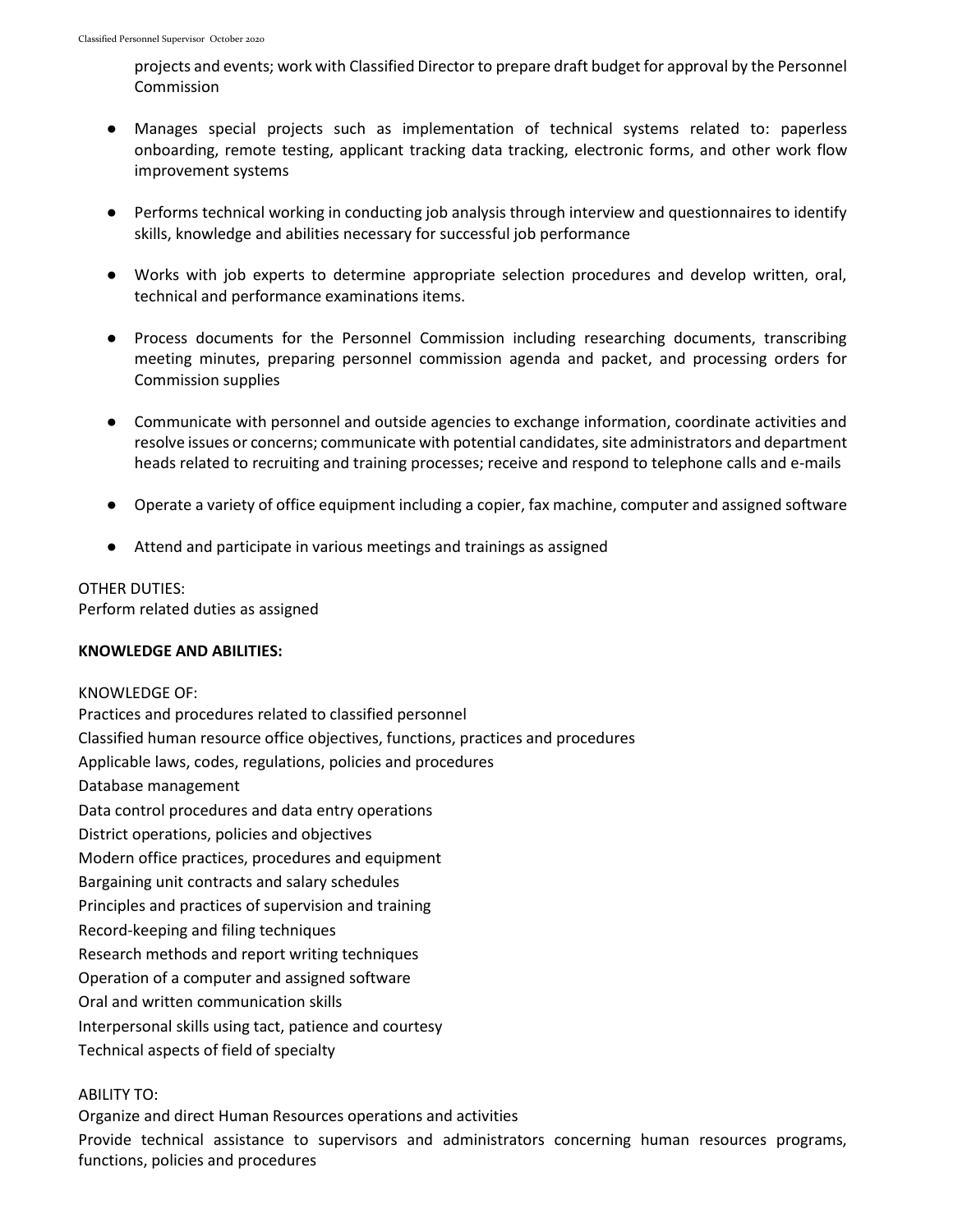projects and events; work with Classified Director to prepare draft budget for approval by the Personnel Commission

- Manages special projects such as implementation of technical systems related to: paperless onboarding, remote testing, applicant tracking data tracking, electronic forms, and other work flow improvement systems

- Performs technical working in conducting job analysis through interview and questionnaires to identify skills, knowledge and abilities necessary for successful job performance

- Works with job experts to determine appropriate selection procedures and develop written, oral, technical and performance examinations items.

- Process documents for the Personnel Commission including researching documents, transcribing meeting minutes, preparing personnel commission agenda and packet, and processing orders for Commission supplies

- Communicate with personnel and outside agencies to exchange information, coordinate activities and resolve issues or concerns; communicate with potential candidates, site administrators and department heads related to recruiting and training processes; receive and respond to telephone calls and e-mails

- Operate a variety of office equipment including a copier, fax machine, computer and assigned software

- Attend and participate in various meetings and trainings as assigned

OTHER DUTIES:
Perform related duties as assigned

**KNOWLEDGE AND ABILITIES:**

KNOWLEDGE OF:
Practices and procedures related to classified personnel
Classified human resource office objectives, functions, practices and procedures
Applicable laws, codes, regulations, policies and procedures
Database management
Data control procedures and data entry operations
District operations, policies and objectives
Modern office practices, procedures and equipment
Bargaining unit contracts and salary schedules
Principles and practices of supervision and training
Record-keeping and filing techniques
Research methods and report writing techniques
Operation of a computer and assigned software
Oral and written communication skills
Interpersonal skills using tact, patience and courtesy
Technical aspects of field of specialty

ABILITY TO:
Organize and direct Human Resources operations and activities
Provide technical assistance to supervisors and administrators concerning human resources programs, functions, policies and procedures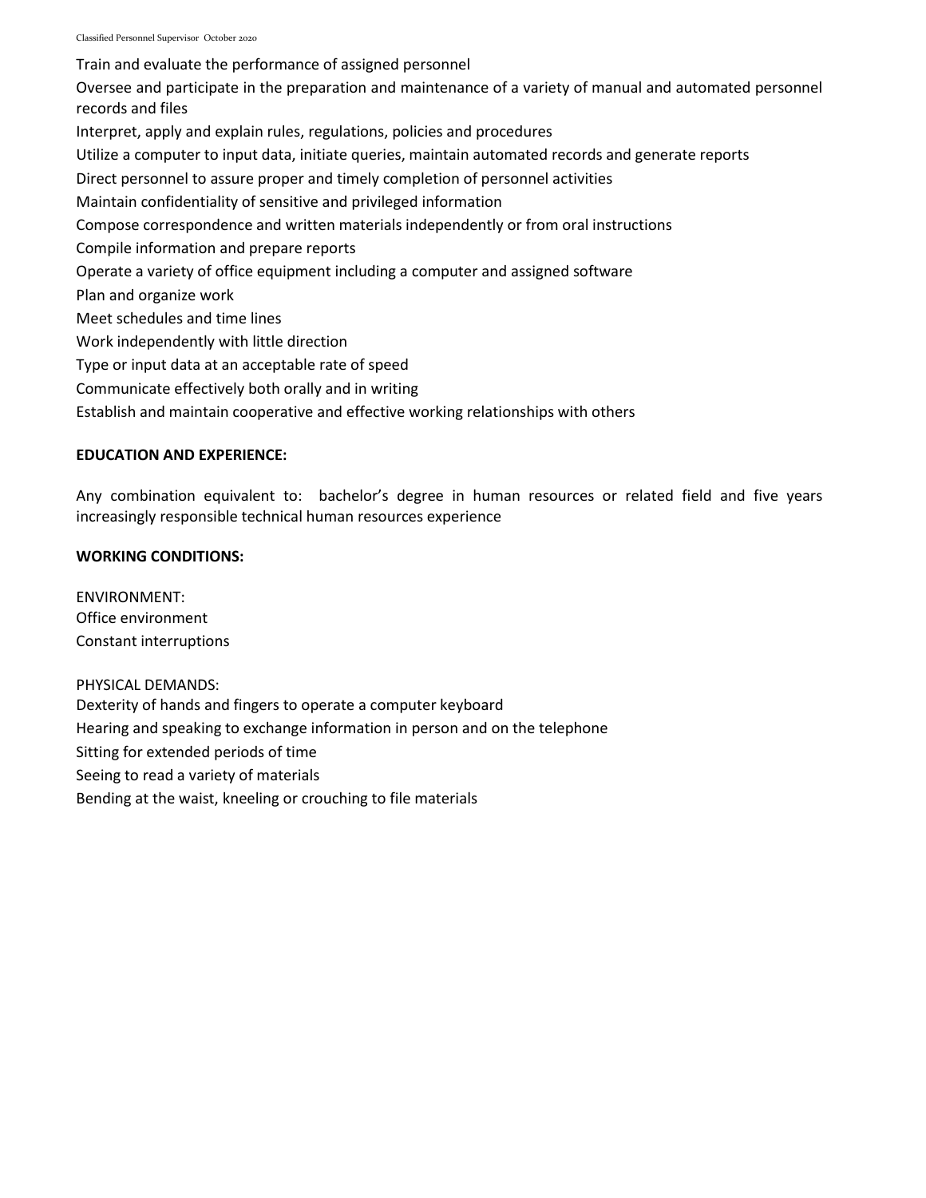Train and evaluate the performance of assigned personnel

Oversee and participate in the preparation and maintenance of a variety of manual and automated personnel records and files

Interpret, apply and explain rules, regulations, policies and procedures

Utilize a computer to input data, initiate queries, maintain automated records and generate reports

Direct personnel to assure proper and timely completion of personnel activities

Maintain confidentiality of sensitive and privileged information

Compose correspondence and written materials independently or from oral instructions

Compile information and prepare reports

Operate a variety of office equipment including a computer and assigned software

Plan and organize work

Meet schedules and time lines

Work independently with little direction

Type or input data at an acceptable rate of speed

Communicate effectively both orally and in writing

Establish and maintain cooperative and effective working relationships with others

**EDUCATION AND EXPERIENCE:**

Any combination equivalent to: bachelor's degree in human resources or related field and five years increasingly responsible technical human resources experience

**WORKING CONDITIONS:**

ENVIRONMENT:
Office environment
Constant interruptions

PHYSICAL DEMANDS:
Dexterity of hands and fingers to operate a computer keyboard
Hearing and speaking to exchange information in person and on the telephone
Sitting for extended periods of time
Seeing to read a variety of materials
Bending at the waist, kneeling or crouching to file materials